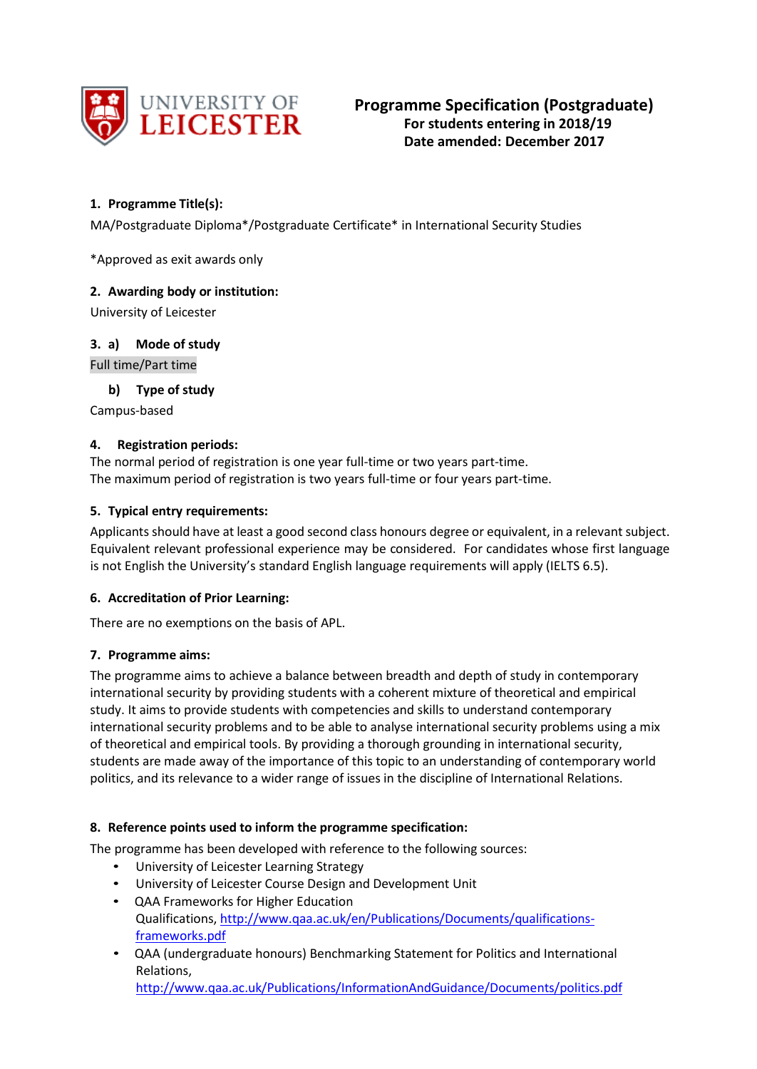# Programme Specification (Postgraduate)

**For students entering in 2018/19**
**Date amended: December 2017**

## 1. Programme Title(s):

MA/Postgraduate Diploma*/Postgraduate Certificate* in International Security Studies

*Approved as exit awards only

## 2. Awarding body or institution:

University of Leicester

## 3. a) Mode of study

Full time/Part time

### b) Type of study

Campus-based

## 4. Registration periods:

The normal period of registration is one year full-time or two years part-time.
The maximum period of registration is two years full-time or four years part-time.

## 5. Typical entry requirements:

Applicants should have at least a good second class honours degree or equivalent, in a relevant subject. Equivalent relevant professional experience may be considered. For candidates whose first language is not English the University's standard English language requirements will apply (IELTS 6.5).

## 6. Accreditation of Prior Learning:

There are no exemptions on the basis of APL.

## 7. Programme aims:

The programme aims to achieve a balance between breadth and depth of study in contemporary international security by providing students with a coherent mixture of theoretical and empirical study. It aims to provide students with competencies and skills to understand contemporary international security problems and to be able to analyse international security problems using a mix of theoretical and empirical tools. By providing a thorough grounding in international security, students are made away of the importance of this topic to an understanding of contemporary world politics, and its relevance to a wider range of issues in the discipline of International Relations.

## 8. Reference points used to inform the programme specification:

The programme has been developed with reference to the following sources:

- University of Leicester Learning Strategy
- University of Leicester Course Design and Development Unit
- QAA Frameworks for Higher Education Qualifications, http://www.qaa.ac.uk/en/Publications/Documents/qualifications-frameworks.pdf
- QAA (undergraduate honours) Benchmarking Statement for Politics and International Relations, http://www.qaa.ac.uk/Publications/InformationAndGuidance/Documents/politics.pdf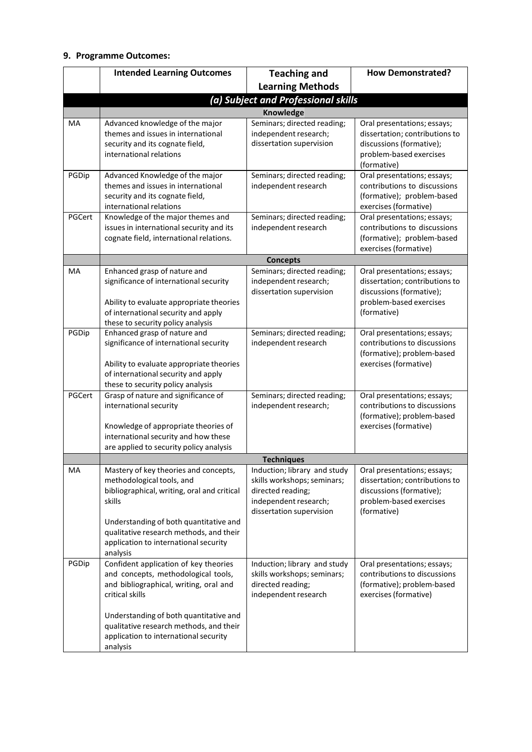## 9. Programme Outcomes:

| | Intended Learning Outcomes | Teaching and Learning Methods | How Demonstrated? |
|---|---|---|---|
| | ***(a) Subject and Professional skills*** | | |
| | **Knowledge** | | |
| MA | Advanced knowledge of the major themes and issues in international security and its cognate field, international relations | Seminars; directed reading; independent research; dissertation supervision | Oral presentations; essays; dissertation; contributions to discussions (formative); problem-based exercises (formative) |
| PGDip | Advanced Knowledge of the major themes and issues in international security and its cognate field, international relations | Seminars; directed reading; independent research | Oral presentations; essays; contributions to discussions (formative); problem-based exercises (formative) |
| PGCert | Knowledge of the major themes and issues in international security and its cognate field, international relations. | Seminars; directed reading; independent research | Oral presentations; essays; contributions to discussions (formative); problem-based exercises (formative) |
| | **Concepts** | | |
| MA | Enhanced grasp of nature and significance of international security<br><br>Ability to evaluate appropriate theories of international security and apply these to security policy analysis | Seminars; directed reading; independent research; dissertation supervision | Oral presentations; essays; dissertation; contributions to discussions (formative); problem-based exercises (formative) |
| PGDip | Enhanced grasp of nature and significance of international security<br><br>Ability to evaluate appropriate theories of international security and apply these to security policy analysis | Seminars; directed reading; independent research | Oral presentations; essays; contributions to discussions (formative); problem-based exercises (formative) |
| PGCert | Grasp of nature and significance of international security<br><br>Knowledge of appropriate theories of international security and how these are applied to security policy analysis | Seminars; directed reading; independent research; | Oral presentations; essays; contributions to discussions (formative); problem-based exercises (formative) |
| | **Techniques** | | |
| MA | Mastery of key theories and concepts, methodological tools, and bibliographical, writing, oral and critical skills<br><br>Understanding of both quantitative and qualitative research methods, and their application to international security analysis | Induction; library and study skills workshops; seminars; directed reading; independent research; dissertation supervision | Oral presentations; essays; dissertation; contributions to discussions (formative); problem-based exercises (formative) |
| PGDip | Confident application of key theories and concepts, methodological tools, and bibliographical, writing, oral and critical skills<br><br>Understanding of both quantitative and qualitative research methods, and their application to international security analysis | Induction; library and study skills workshops; seminars; directed reading; independent research | Oral presentations; essays; contributions to discussions (formative); problem-based exercises (formative) |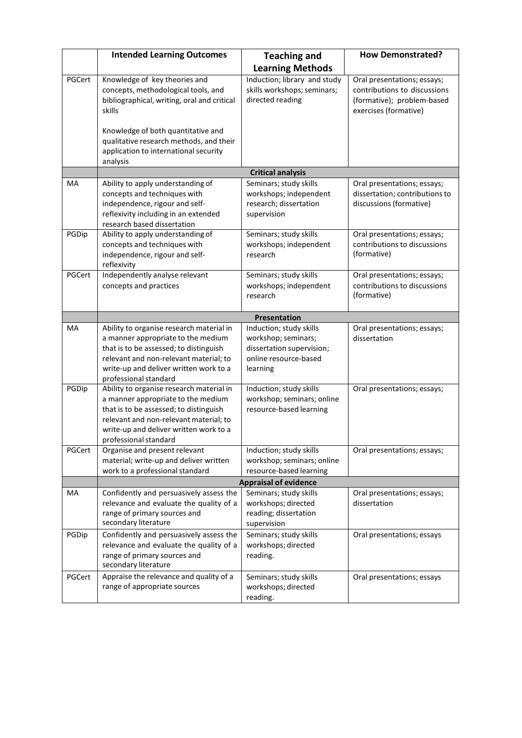| | Intended Learning Outcomes | Teaching and Learning Methods | How Demonstrated? |
|---|---|---|---|
| PGCert | Knowledge of key theories and concepts, methodological tools, and bibliographical, writing, oral and critical skills<br><br>Knowledge of both quantitative and qualitative research methods, and their application to international security analysis | Induction; library and study skills workshops; seminars; directed reading | Oral presentations; essays; contributions to discussions (formative); problem-based exercises (formative) |
| | **Critical analysis** | | |
| MA | Ability to apply understanding of concepts and techniques with independence, rigour and self-reflexivity including in an extended research based dissertation | Seminars; study skills workshops; independent research; dissertation supervision | Oral presentations; essays; dissertation; contributions to discussions (formative) |
| PGDip | Ability to apply understanding of concepts and techniques with independence, rigour and self-reflexivity | Seminars; study skills workshops; independent research | Oral presentations; essays; contributions to discussions (formative) |
| PGCert | Independently analyse relevant concepts and practices | Seminars; study skills workshops; independent research | Oral presentations; essays; contributions to discussions (formative) |
| | **Presentation** | | |
| MA | Ability to organise research material in a manner appropriate to the medium that is to be assessed; to distinguish relevant and non-relevant material; to write-up and deliver written work to a professional standard | Induction; study skills workshop; seminars; dissertation supervision; online resource-based learning | Oral presentations; essays; dissertation |
| PGDip | Ability to organise research material in a manner appropriate to the medium that is to be assessed; to distinguish relevant and non-relevant material; to write-up and deliver written work to a professional standard | Induction; study skills workshop; seminars; online resource-based learning | Oral presentations; essays; |
| PGCert | Organise and present relevant material; write-up and deliver written work to a professional standard | Induction; study skills workshop; seminars; online resource-based learning | Oral presentations; essays; |
| | **Appraisal of evidence** | | |
| MA | Confidently and persuasively assess the relevance and evaluate the quality of a range of primary sources and secondary literature | Seminars; study skills workshops; directed reading; dissertation supervision | Oral presentations; essays; dissertation |
| PGDip | Confidently and persuasively assess the relevance and evaluate the quality of a range of primary sources and secondary literature | Seminars; study skills workshops; directed reading. | Oral presentations; essays |
| PGCert | Appraise the relevance and quality of a range of appropriate sources | Seminars; study skills workshops; directed reading. | Oral presentations; essays |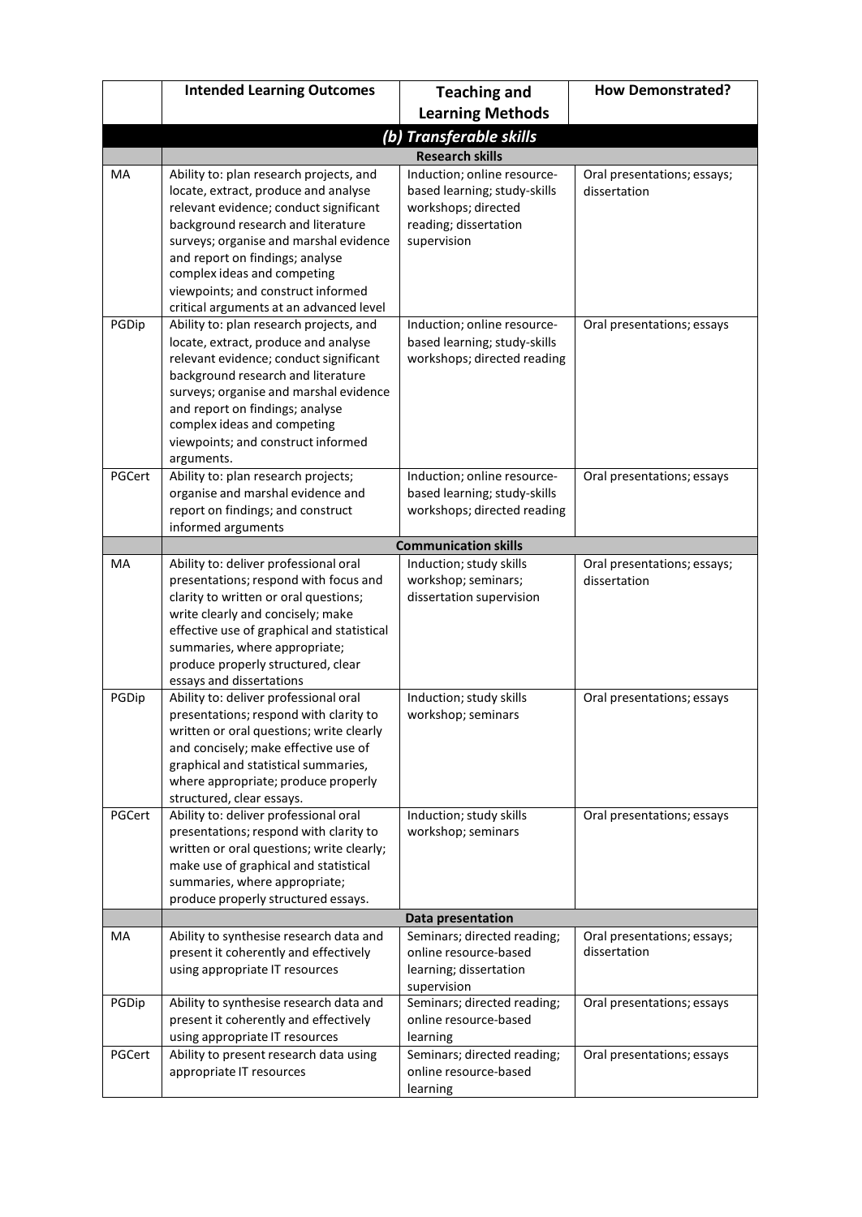| | Intended Learning Outcomes | Teaching and Learning Methods | How Demonstrated? |
|---|---|---|---|
| | ***(b) Transferable skills*** | | |
| | **Research skills** | | |
| MA | Ability to: plan research projects, and locate, extract, produce and analyse relevant evidence; conduct significant background research and literature surveys; organise and marshal evidence and report on findings; analyse complex ideas and competing viewpoints; and construct informed critical arguments at an advanced level | Induction; online resource-based learning; study-skills workshops; directed reading; dissertation supervision | Oral presentations; essays; dissertation |
| PGDip | Ability to: plan research projects, and locate, extract, produce and analyse relevant evidence; conduct significant background research and literature surveys; organise and marshal evidence and report on findings; analyse complex ideas and competing viewpoints; and construct informed arguments. | Induction; online resource-based learning; study-skills workshops; directed reading | Oral presentations; essays |
| PGCert | Ability to: plan research projects; organise and marshal evidence and report on findings; and construct informed arguments | Induction; online resource-based learning; study-skills workshops; directed reading | Oral presentations; essays |
| | **Communication skills** | | |
| MA | Ability to: deliver professional oral presentations; respond with focus and clarity to written or oral questions; write clearly and concisely; make effective use of graphical and statistical summaries, where appropriate; produce properly structured, clear essays and dissertations | Induction; study skills workshop; seminars; dissertation supervision | Oral presentations; essays; dissertation |
| PGDip | Ability to: deliver professional oral presentations; respond with clarity to written or oral questions; write clearly and concisely; make effective use of graphical and statistical summaries, where appropriate; produce properly structured, clear essays. | Induction; study skills workshop; seminars | Oral presentations; essays |
| PGCert | Ability to: deliver professional oral presentations; respond with clarity to written or oral questions; write clearly; make use of graphical and statistical summaries, where appropriate; produce properly structured essays. | Induction; study skills workshop; seminars | Oral presentations; essays |
| | **Data presentation** | | |
| MA | Ability to synthesise research data and present it coherently and effectively using appropriate IT resources | Seminars; directed reading; online resource-based learning; dissertation supervision | Oral presentations; essays; dissertation |
| PGDip | Ability to synthesise research data and present it coherently and effectively using appropriate IT resources | Seminars; directed reading; online resource-based learning | Oral presentations; essays |
| PGCert | Ability to present research data using appropriate IT resources | Seminars; directed reading; online resource-based learning | Oral presentations; essays |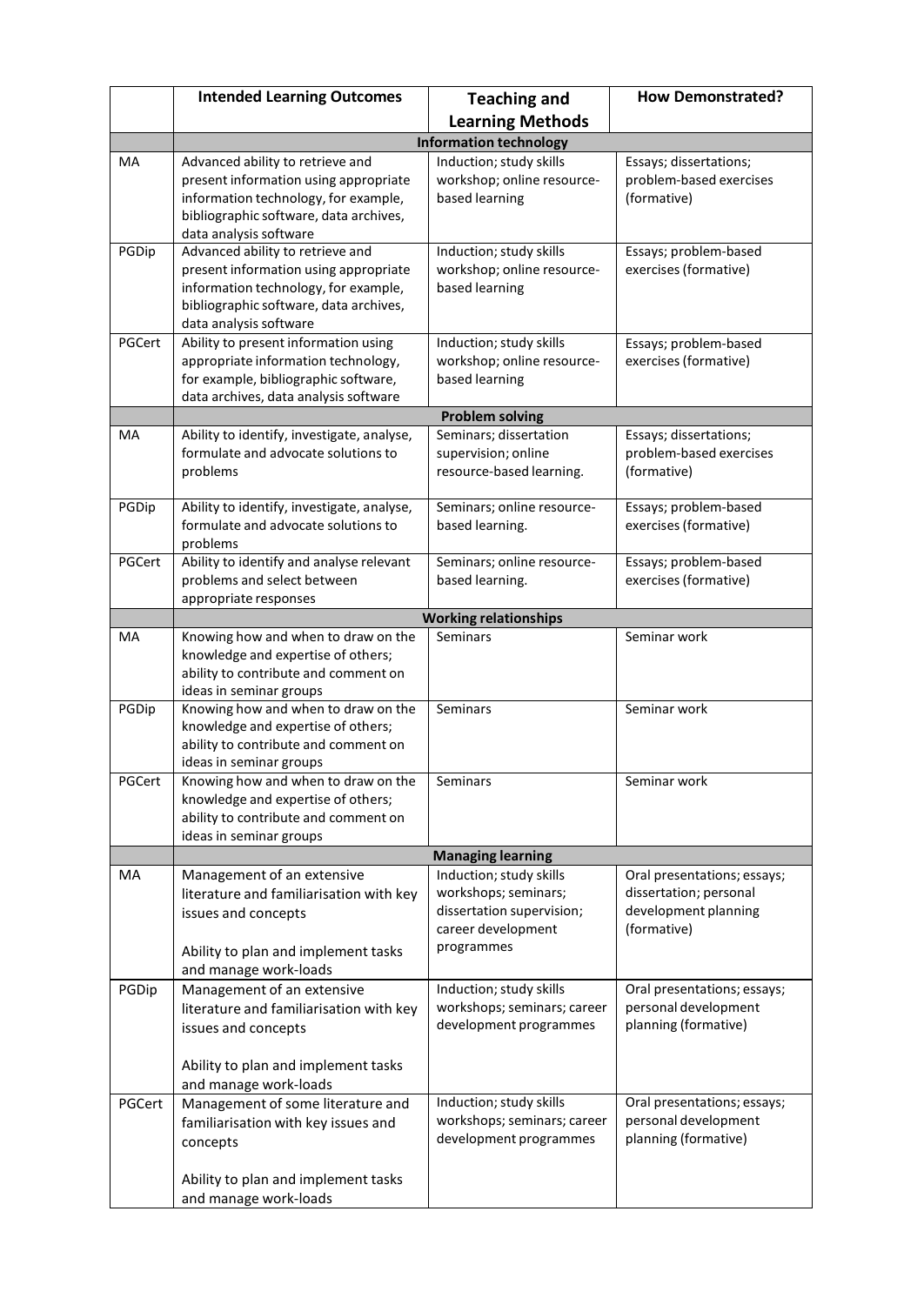| | Intended Learning Outcomes | Teaching and Learning Methods | How Demonstrated? |
|---|---|---|---|
| | **Information technology** | | |
| MA | Advanced ability to retrieve and present information using appropriate information technology, for example, bibliographic software, data archives, data analysis software | Induction; study skills workshop; online resource-based learning | Essays; dissertations; problem-based exercises (formative) |
| PGDip | Advanced ability to retrieve and present information using appropriate information technology, for example, bibliographic software, data archives, data analysis software | Induction; study skills workshop; online resource-based learning | Essays; problem-based exercises (formative) |
| PGCert | Ability to present information using appropriate information technology, for example, bibliographic software, data archives, data analysis software | Induction; study skills workshop; online resource-based learning | Essays; problem-based exercises (formative) |
| | **Problem solving** | | |
| MA | Ability to identify, investigate, analyse, formulate and advocate solutions to problems | Seminars; dissertation supervision; online resource-based learning. | Essays; dissertations; problem-based exercises (formative) |
| PGDip | Ability to identify, investigate, analyse, formulate and advocate solutions to problems | Seminars; online resource-based learning. | Essays; problem-based exercises (formative) |
| PGCert | Ability to identify and analyse relevant problems and select between appropriate responses | Seminars; online resource-based learning. | Essays; problem-based exercises (formative) |
| | **Working relationships** | | |
| MA | Knowing how and when to draw on the knowledge and expertise of others; ability to contribute and comment on ideas in seminar groups | Seminars | Seminar work |
| PGDip | Knowing how and when to draw on the knowledge and expertise of others; ability to contribute and comment on ideas in seminar groups | Seminars | Seminar work |
| PGCert | Knowing how and when to draw on the knowledge and expertise of others; ability to contribute and comment on ideas in seminar groups | Seminars | Seminar work |
| | **Managing learning** | | |
| MA | Management of an extensive literature and familiarisation with key issues and concepts<br><br>Ability to plan and implement tasks and manage work-loads | Induction; study skills workshops; seminars; dissertation supervision; career development programmes | Oral presentations; essays; dissertation; personal development planning (formative) |
| PGDip | Management of an extensive literature and familiarisation with key issues and concepts<br><br>Ability to plan and implement tasks and manage work-loads | Induction; study skills workshops; seminars; career development programmes | Oral presentations; essays; personal development planning (formative) |
| PGCert | Management of some literature and familiarisation with key issues and concepts<br><br>Ability to plan and implement tasks and manage work-loads | Induction; study skills workshops; seminars; career development programmes | Oral presentations; essays; personal development planning (formative) |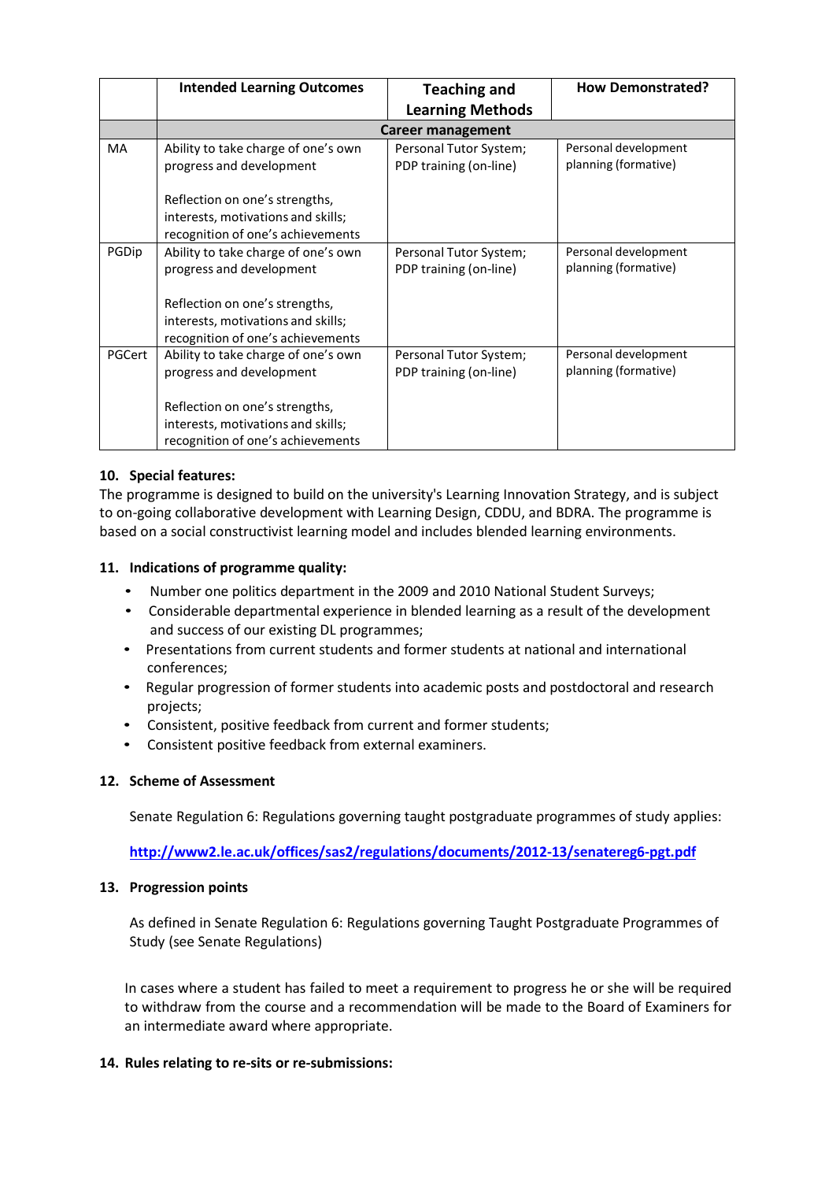| | Intended Learning Outcomes | Teaching and Learning Methods | How Demonstrated? |
|---|---|---|---|
| | **Career management** | | |
| MA | Ability to take charge of one's own progress and development<br><br>Reflection on one's strengths, interests, motivations and skills; recognition of one's achievements | Personal Tutor System; PDP training (on-line) | Personal development planning (formative) |
| PGDip | Ability to take charge of one's own progress and development<br><br>Reflection on one's strengths, interests, motivations and skills; recognition of one's achievements | Personal Tutor System; PDP training (on-line) | Personal development planning (formative) |
| PGCert | Ability to take charge of one's own progress and development<br><br>Reflection on one's strengths, interests, motivations and skills; recognition of one's achievements | Personal Tutor System; PDP training (on-line) | Personal development planning (formative) |

### 10. Special features:

The programme is designed to build on the university's Learning Innovation Strategy, and is subject to on-going collaborative development with Learning Design, CDDU, and BDRA. The programme is based on a social constructivist learning model and includes blended learning environments.

### 11. Indications of programme quality:

- Number one politics department in the 2009 and 2010 National Student Surveys;
- Considerable departmental experience in blended learning as a result of the development and success of our existing DL programmes;
- Presentations from current students and former students at national and international conferences;
- Regular progression of former students into academic posts and postdoctoral and research projects;
- Consistent, positive feedback from current and former students;
- Consistent positive feedback from external examiners.

### 12. Scheme of Assessment

Senate Regulation 6: Regulations governing taught postgraduate programmes of study applies:

**http://www2.le.ac.uk/offices/sas2/regulations/documents/2012-13/senatereg6-pgt.pdf**

### 13. Progression points

As defined in Senate Regulation 6: Regulations governing Taught Postgraduate Programmes of Study (see Senate Regulations)

In cases where a student has failed to meet a requirement to progress he or she will be required to withdraw from the course and a recommendation will be made to the Board of Examiners for an intermediate award where appropriate.

### 14. Rules relating to re-sits or re-submissions: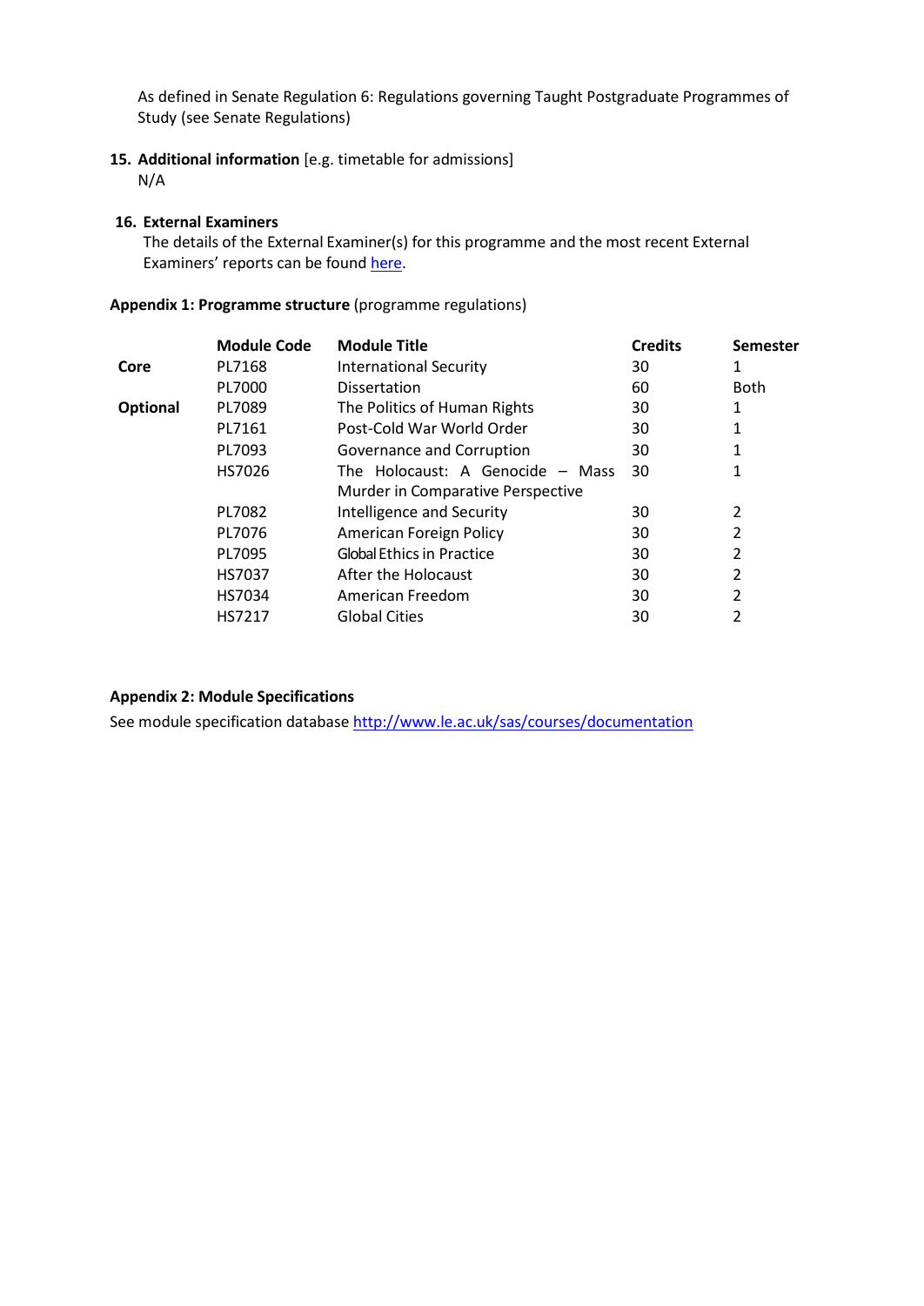As defined in Senate Regulation 6: Regulations governing Taught Postgraduate Programmes of Study (see Senate Regulations)

**15. Additional information** [e.g. timetable for admissions]
N/A

**16. External Examiners**
The details of the External Examiner(s) for this programme and the most recent External Examiners' reports can be found here.

**Appendix 1: Programme structure** (programme regulations)

| | Module Code | Module Title | Credits | Semester |
|---|---|---|---|---|
| **Core** | PL7168 | International Security | 30 | 1 |
| | PL7000 | Dissertation | 60 | Both |
| **Optional** | PL7089 | The Politics of Human Rights | 30 | 1 |
| | PL7161 | Post-Cold War World Order | 30 | 1 |
| | PL7093 | Governance and Corruption | 30 | 1 |
| | HS7026 | The Holocaust: A Genocide – Mass Murder in Comparative Perspective | 30 | 1 |
| | PL7082 | Intelligence and Security | 30 | 2 |
| | PL7076 | American Foreign Policy | 30 | 2 |
| | PL7095 | Global Ethics in Practice | 30 | 2 |
| | HS7037 | After the Holocaust | 30 | 2 |
| | HS7034 | American Freedom | 30 | 2 |
| | HS7217 | Global Cities | 30 | 2 |

**Appendix 2: Module Specifications**

See module specification database http://www.le.ac.uk/sas/courses/documentation